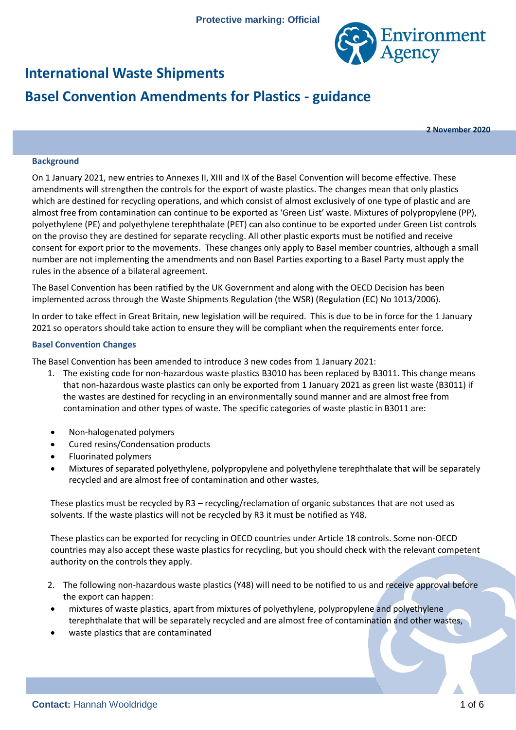Protective marking: Official

# International Waste Shipments

# Basel Convention Amendments for Plastics - guidance

**2 November 2020**

### Background

On 1 January 2021, new entries to Annexes II, XIII and IX of the Basel Convention will become effective. These amendments will strengthen the controls for the export of waste plastics. The changes mean that only plastics which are destined for recycling operations, and which consist of almost exclusively of one type of plastic and are almost free from contamination can continue to be exported as 'Green List' waste. Mixtures of polypropylene (PP), polyethylene (PE) and polyethylene terephthalate (PET) can also continue to be exported under Green List controls on the proviso they are destined for separate recycling. All other plastic exports must be notified and receive consent for export prior to the movements. These changes only apply to Basel member countries, although a small number are not implementing the amendments and non Basel Parties exporting to a Basel Party must apply the rules in the absence of a bilateral agreement.

The Basel Convention has been ratified by the UK Government and along with the OECD Decision has been implemented across through the Waste Shipments Regulation (the WSR) (Regulation (EC) No 1013/2006).

In order to take effect in Great Britain, new legislation will be required. This is due to be in force for the 1 January 2021 so operators should take action to ensure they will be compliant when the requirements enter force.

### Basel Convention Changes

The Basel Convention has been amended to introduce 3 new codes from 1 January 2021:

1. The existing code for non-hazardous waste plastics B3010 has been replaced by B3011. This change means that non-hazardous waste plastics can only be exported from 1 January 2021 as green list waste (B3011) if the wastes are destined for recycling in an environmentally sound manner and are almost free from contamination and other types of waste. The specific categories of waste plastic in B3011 are:

- Non-halogenated polymers
- Cured resins/Condensation products
- Fluorinated polymers
- Mixtures of separated polyethylene, polypropylene and polyethylene terephthalate that will be separately recycled and are almost free of contamination and other wastes,

These plastics must be recycled by R3 – recycling/reclamation of organic substances that are not used as solvents. If the waste plastics will not be recycled by R3 it must be notified as Y48.

These plastics can be exported for recycling in OECD countries under Article 18 controls. Some non-OECD countries may also accept these waste plastics for recycling, but you should check with the relevant competent authority on the controls they apply.

2. The following non-hazardous waste plastics (Y48) will need to be notified to us and receive approval before the export can happen:

- mixtures of waste plastics, apart from mixtures of polyethylene, polypropylene and polyethylene terephthalate that will be separately recycled and are almost free of contamination and other wastes,
- waste plastics that are contaminated

**Contact:** Hannah Wooldridge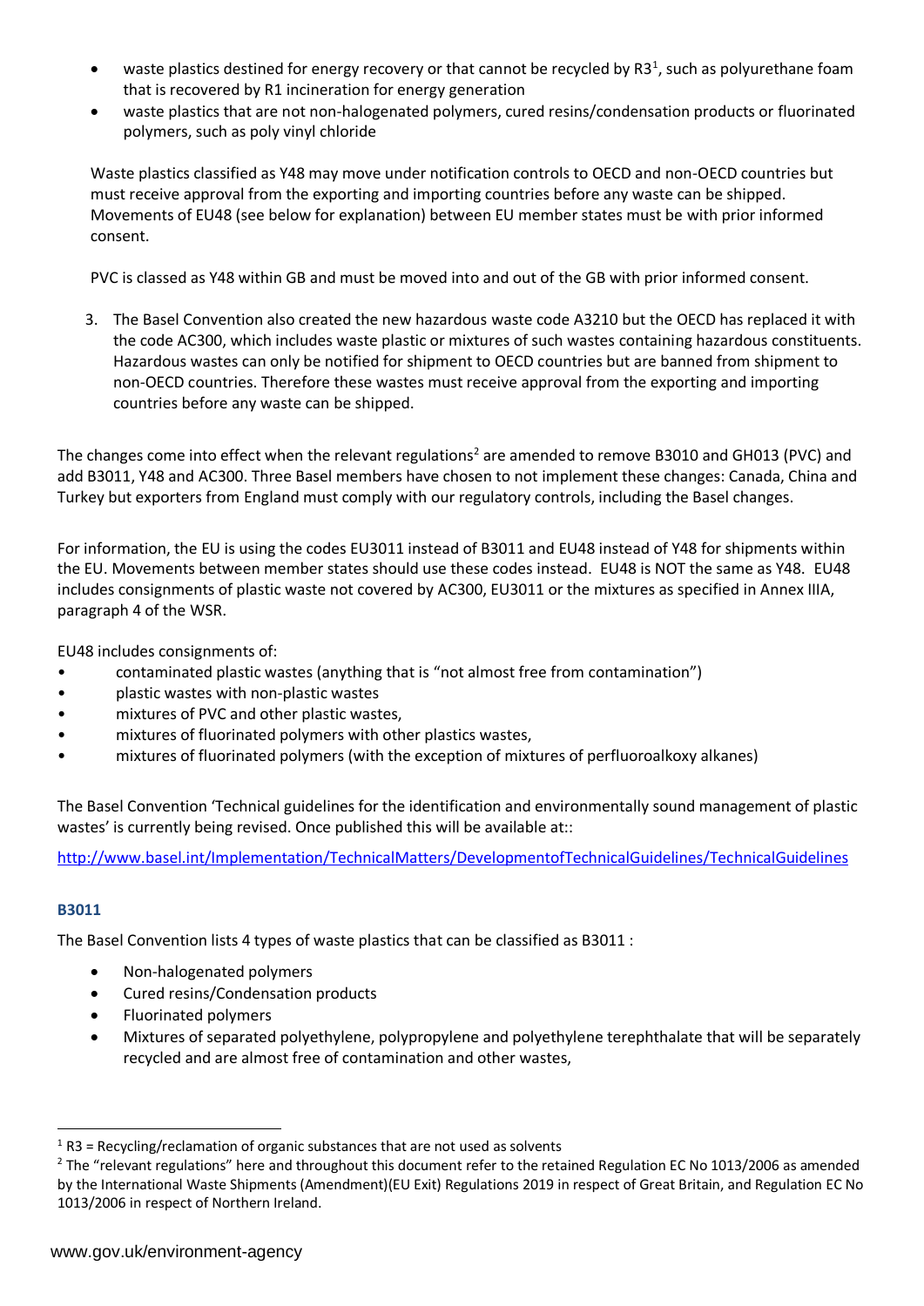- waste plastics destined for energy recovery or that cannot be recycled by R3[1], such as polyurethane foam that is recovered by R1 incineration for energy generation
- waste plastics that are not non-halogenated polymers, cured resins/condensation products or fluorinated polymers, such as poly vinyl chloride

Waste plastics classified as Y48 may move under notification controls to OECD and non-OECD countries but must receive approval from the exporting and importing countries before any waste can be shipped. Movements of EU48 (see below for explanation) between EU member states must be with prior informed consent.

PVC is classed as Y48 within GB and must be moved into and out of the GB with prior informed consent.

3. The Basel Convention also created the new hazardous waste code A3210 but the OECD has replaced it with the code AC300, which includes waste plastic or mixtures of such wastes containing hazardous constituents. Hazardous wastes can only be notified for shipment to OECD countries but are banned from shipment to non-OECD countries. Therefore these wastes must receive approval from the exporting and importing countries before any waste can be shipped.

The changes come into effect when the relevant regulations[2] are amended to remove B3010 and GH013 (PVC) and add B3011, Y48 and AC300. Three Basel members have chosen to not implement these changes: Canada, China and Turkey but exporters from England must comply with our regulatory controls, including the Basel changes.

For information, the EU is using the codes EU3011 instead of B3011 and EU48 instead of Y48 for shipments within the EU. Movements between member states should use these codes instead. EU48 is NOT the same as Y48. EU48 includes consignments of plastic waste not covered by AC300, EU3011 or the mixtures as specified in Annex IIIA, paragraph 4 of the WSR.

EU48 includes consignments of:

- contaminated plastic wastes (anything that is "not almost free from contamination")
- plastic wastes with non-plastic wastes
- mixtures of PVC and other plastic wastes,
- mixtures of fluorinated polymers with other plastics wastes,
- mixtures of fluorinated polymers (with the exception of mixtures of perfluoroalkoxy alkanes)

The Basel Convention 'Technical guidelines for the identification and environmentally sound management of plastic wastes' is currently being revised. Once published this will be available at::

http://www.basel.int/Implementation/TechnicalMatters/DevelopmentofTechnicalGuidelines/TechnicalGuidelines

### B3011

The Basel Convention lists 4 types of waste plastics that can be classified as B3011 :

- Non-halogenated polymers
- Cured resins/Condensation products
- Fluorinated polymers
- Mixtures of separated polyethylene, polypropylene and polyethylene terephthalate that will be separately recycled and are almost free of contamination and other wastes,

---

[1] R3 = Recycling/reclamation of organic substances that are not used as solvents

[2] The "relevant regulations" here and throughout this document refer to the retained Regulation EC No 1013/2006 as amended by the International Waste Shipments (Amendment)(EU Exit) Regulations 2019 in respect of Great Britain, and Regulation EC No 1013/2006 in respect of Northern Ireland.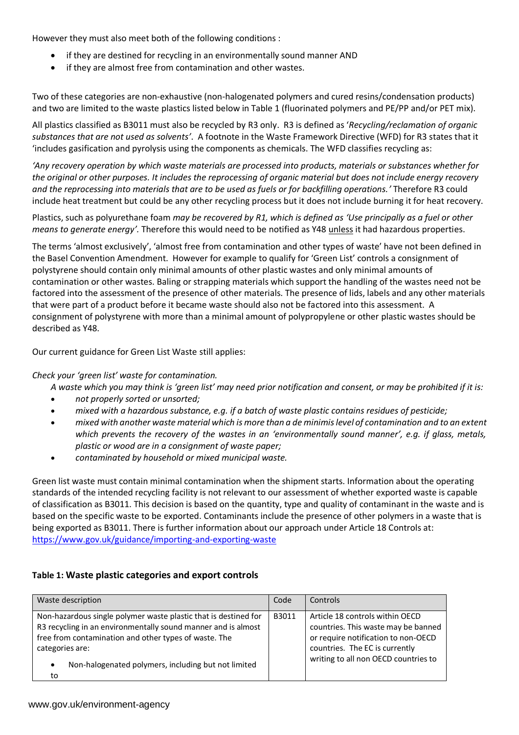However they must also meet both of the following conditions :

- if they are destined for recycling in an environmentally sound manner AND
- if they are almost free from contamination and other wastes.

Two of these categories are non-exhaustive (non-halogenated polymers and cured resins/condensation products) and two are limited to the waste plastics listed below in Table 1 (fluorinated polymers and PE/PP and/or PET mix).

All plastics classified as B3011 must also be recycled by R3 only. R3 is defined as '*Recycling/reclamation of organic substances that are not used as solvents'*. A footnote in the Waste Framework Directive (WFD) for R3 states that it 'includes gasification and pyrolysis using the components as chemicals. The WFD classifies recycling as:

*'Any recovery operation by which waste materials are processed into products, materials or substances whether for the original or other purposes. It includes the reprocessing of organic material but does not include energy recovery and the reprocessing into materials that are to be used as fuels or for backfilling operations.'* Therefore R3 could include heat treatment but could be any other recycling process but it does not include burning it for heat recovery.

Plastics, such as polyurethane foam *may be recovered by R1, which is defined as 'Use principally as a fuel or other means to generate energy'.* Therefore this would need to be notified as Y48 unless it had hazardous properties.

The terms 'almost exclusively', 'almost free from contamination and other types of waste' have not been defined in the Basel Convention Amendment. However for example to qualify for 'Green List' controls a consignment of polystyrene should contain only minimal amounts of other plastic wastes and only minimal amounts of contamination or other wastes. Baling or strapping materials which support the handling of the wastes need not be factored into the assessment of the presence of other materials. The presence of lids, labels and any other materials that were part of a product before it became waste should also not be factored into this assessment. A consignment of polystyrene with more than a minimal amount of polypropylene or other plastic wastes should be described as Y48.

Our current guidance for Green List Waste still applies:

*Check your 'green list' waste for contamination.*

*A waste which you may think is 'green list' may need prior notification and consent, or may be prohibited if it is:*

- *not properly sorted or unsorted;*
- *mixed with a hazardous substance, e.g. if a batch of waste plastic contains residues of pesticide;*
- *mixed with another waste material which is more than a de minimis level of contamination and to an extent which prevents the recovery of the wastes in an 'environmentally sound manner', e.g. if glass, metals, plastic or wood are in a consignment of waste paper;*
- *contaminated by household or mixed municipal waste.*

Green list waste must contain minimal contamination when the shipment starts. Information about the operating standards of the intended recycling facility is not relevant to our assessment of whether exported waste is capable of classification as B3011. This decision is based on the quantity, type and quality of contaminant in the waste and is based on the specific waste to be exported. Contaminants include the presence of other polymers in a waste that is being exported as B3011. There is further information about our approach under Article 18 Controls at: https://www.gov.uk/guidance/importing-and-exporting-waste

#### Table 1: Waste plastic categories and export controls

| Waste description | Code | Controls |
|---|---|---|
| Non-hazardous single polymer waste plastic that is destined for R3 recycling in an environmentally sound manner and is almost free from contamination and other types of waste. The categories are:<br>• Non-halogenated polymers, including but not limited to | B3011 | Article 18 controls within OECD countries. This waste may be banned or require notification to non-OECD countries. The EC is currently writing to all non OECD countries to |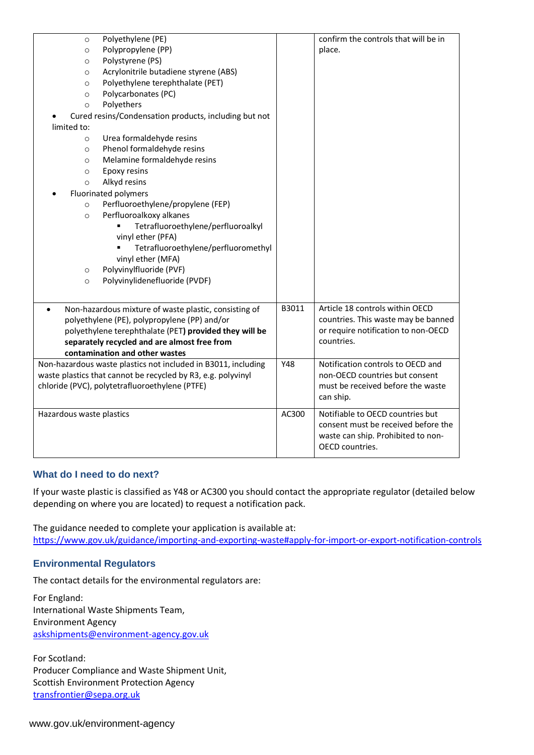| | | |
|---|---|---|
| ○ Polyethylene (PE)<br>○ Polypropylene (PP)<br>○ Polystyrene (PS)<br>○ Acrylonitrile butadiene styrene (ABS)<br>○ Polyethylene terephthalate (PET)<br>○ Polycarbonates (PC)<br>○ Polyethers<br>• Cured resins/Condensation products, including but not limited to:<br>○ Urea formaldehyde resins<br>○ Phenol formaldehyde resins<br>○ Melamine formaldehyde resins<br>○ Epoxy resins<br>○ Alkyd resins<br>• Fluorinated polymers<br>○ Perfluoroethylene/propylene (FEP)<br>○ Perfluoroalkoxy alkanes<br>▪ Tetrafluoroethylene/perfluoroalkyl vinyl ether (PFA)<br>▪ Tetrafluoroethylene/perfluoromethyl vinyl ether (MFA)<br>○ Polyvinylfluoride (PVF)<br>○ Polyvinylidenefluoride (PVDF) | | confirm the controls that will be in place. |
| • Non-hazardous mixture of waste plastic, consisting of polyethylene (PE), polypropylene (PP) and/or polyethylene terephthalate (PET**) provided they will be separately recycled and are almost free from contamination and other wastes** | B3011 | Article 18 controls within OECD countries. This waste may be banned or require notification to non-OECD countries. |
| Non-hazardous waste plastics not included in B3011, including waste plastics that cannot be recycled by R3, e.g. polyvinyl chloride (PVC), polytetrafluoroethylene (PTFE) | Y48 | Notification controls to OECD and non-OECD countries but consent must be received before the waste can ship. |
| Hazardous waste plastics | AC300 | Notifiable to OECD countries but consent must be received before the waste can ship. Prohibited to non-OECD countries. |

### What do I need to do next?

If your waste plastic is classified as Y48 or AC300 you should contact the appropriate regulator (detailed below depending on where you are located) to request a notification pack.

The guidance needed to complete your application is available at:
https://www.gov.uk/guidance/importing-and-exporting-waste#apply-for-import-or-export-notification-controls

### Environmental Regulators

The contact details for the environmental regulators are:

For England:
International Waste Shipments Team,
Environment Agency
askshipments@environment-agency.gov.uk

For Scotland:
Producer Compliance and Waste Shipment Unit,
Scottish Environment Protection Agency
transfrontier@sepa.org.uk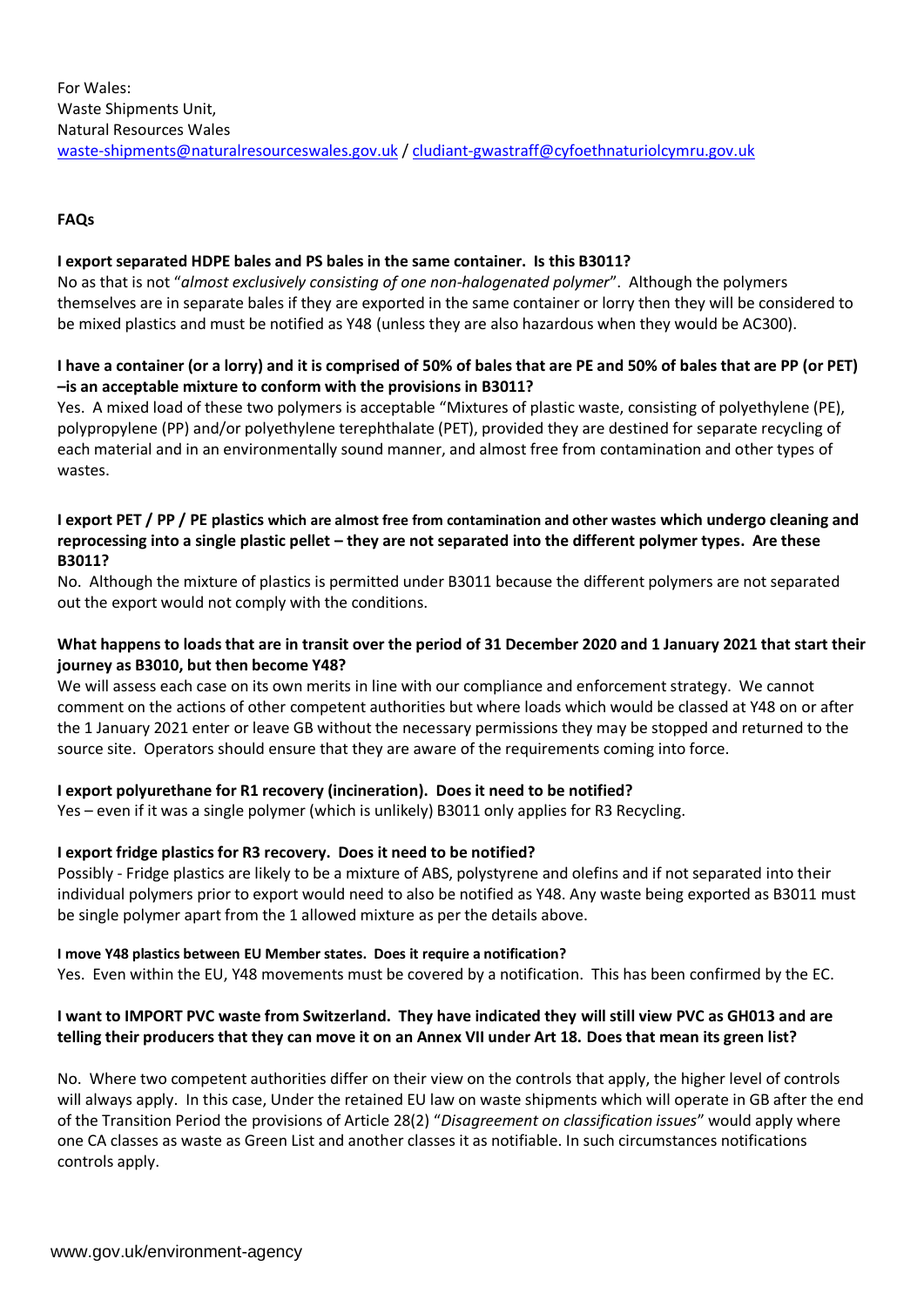For Wales:
Waste Shipments Unit,
Natural Resources Wales
waste-shipments@naturalresourceswales.gov.uk / cludiant-gwastraff@cyfoethnaturiolcymru.gov.uk

**FAQs**

**I export separated HDPE bales and PS bales in the same container. Is this B3011?**

No as that is not "*almost exclusively consisting of one non-halogenated polymer*". Although the polymers themselves are in separate bales if they are exported in the same container or lorry then they will be considered to be mixed plastics and must be notified as Y48 (unless they are also hazardous when they would be AC300).

**I have a container (or a lorry) and it is comprised of 50% of bales that are PE and 50% of bales that are PP (or PET) –is an acceptable mixture to conform with the provisions in B3011?**

Yes. A mixed load of these two polymers is acceptable "Mixtures of plastic waste, consisting of polyethylene (PE), polypropylene (PP) and/or polyethylene terephthalate (PET), provided they are destined for separate recycling of each material and in an environmentally sound manner, and almost free from contamination and other types of wastes.

**I export PET / PP / PE plastics which are almost free from contamination and other wastes which undergo cleaning and reprocessing into a single plastic pellet – they are not separated into the different polymer types. Are these B3011?**

No. Although the mixture of plastics is permitted under B3011 because the different polymers are not separated out the export would not comply with the conditions.

**What happens to loads that are in transit over the period of 31 December 2020 and 1 January 2021 that start their journey as B3010, but then become Y48?**

We will assess each case on its own merits in line with our compliance and enforcement strategy. We cannot comment on the actions of other competent authorities but where loads which would be classed at Y48 on or after the 1 January 2021 enter or leave GB without the necessary permissions they may be stopped and returned to the source site. Operators should ensure that they are aware of the requirements coming into force.

**I export polyurethane for R1 recovery (incineration). Does it need to be notified?**

Yes – even if it was a single polymer (which is unlikely) B3011 only applies for R3 Recycling.

**I export fridge plastics for R3 recovery. Does it need to be notified?**

Possibly - Fridge plastics are likely to be a mixture of ABS, polystyrene and olefins and if not separated into their individual polymers prior to export would need to also be notified as Y48. Any waste being exported as B3011 must be single polymer apart from the 1 allowed mixture as per the details above.

**I move Y48 plastics between EU Member states. Does it require a notification?**

Yes. Even within the EU, Y48 movements must be covered by a notification. This has been confirmed by the EC.

**I want to IMPORT PVC waste from Switzerland. They have indicated they will still view PVC as GH013 and are telling their producers that they can move it on an Annex VII under Art 18. Does that mean its green list?**

No. Where two competent authorities differ on their view on the controls that apply, the higher level of controls will always apply. In this case, Under the retained EU law on waste shipments which will operate in GB after the end of the Transition Period the provisions of Article 28(2) "*Disagreement on classification issues*" would apply where one CA classes as waste as Green List and another classes it as notifiable. In such circumstances notifications controls apply.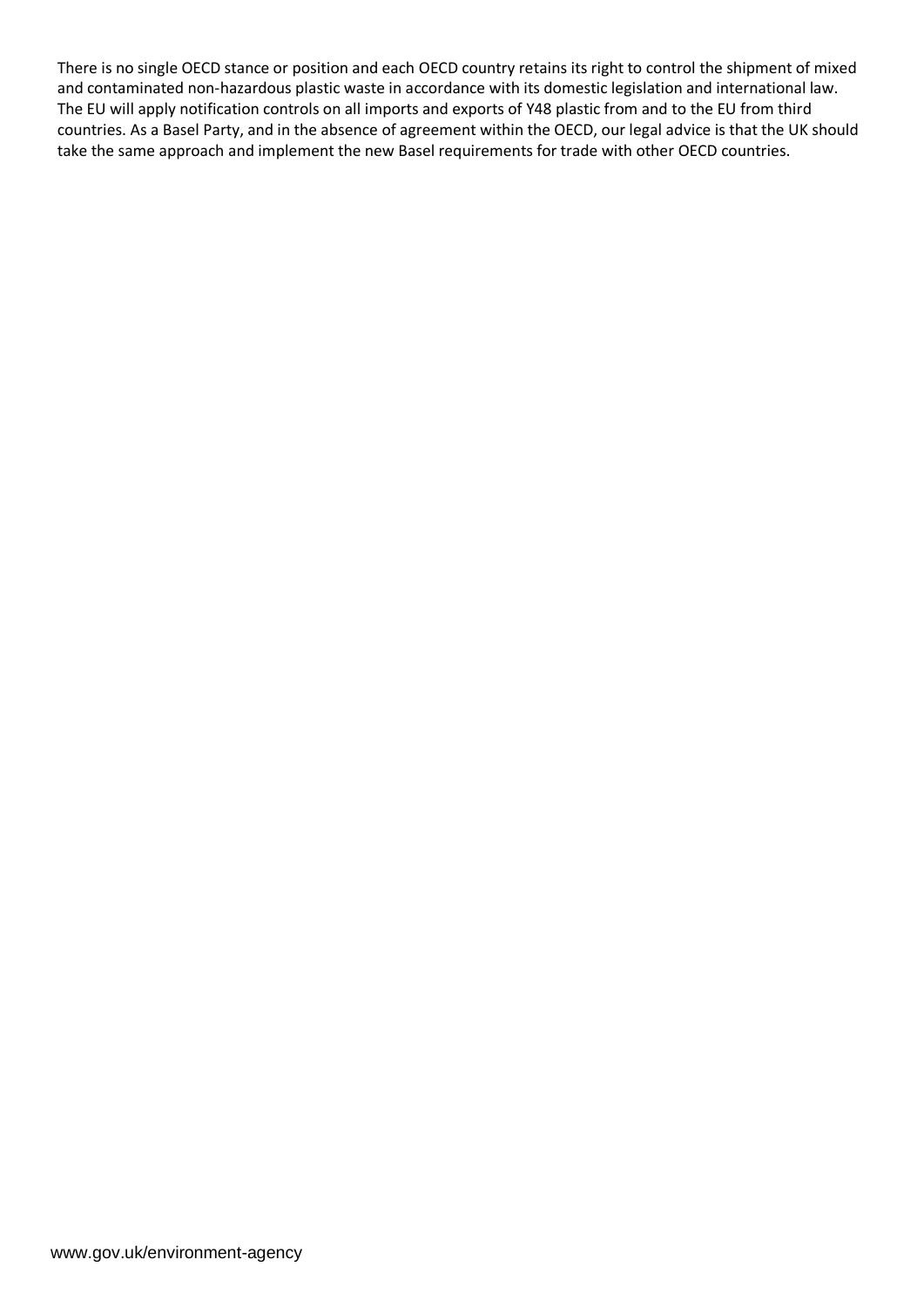There is no single OECD stance or position and each OECD country retains its right to control the shipment of mixed and contaminated non-hazardous plastic waste in accordance with its domestic legislation and international law. The EU will apply notification controls on all imports and exports of Y48 plastic from and to the EU from third countries. As a Basel Party, and in the absence of agreement within the OECD, our legal advice is that the UK should take the same approach and implement the new Basel requirements for trade with other OECD countries.